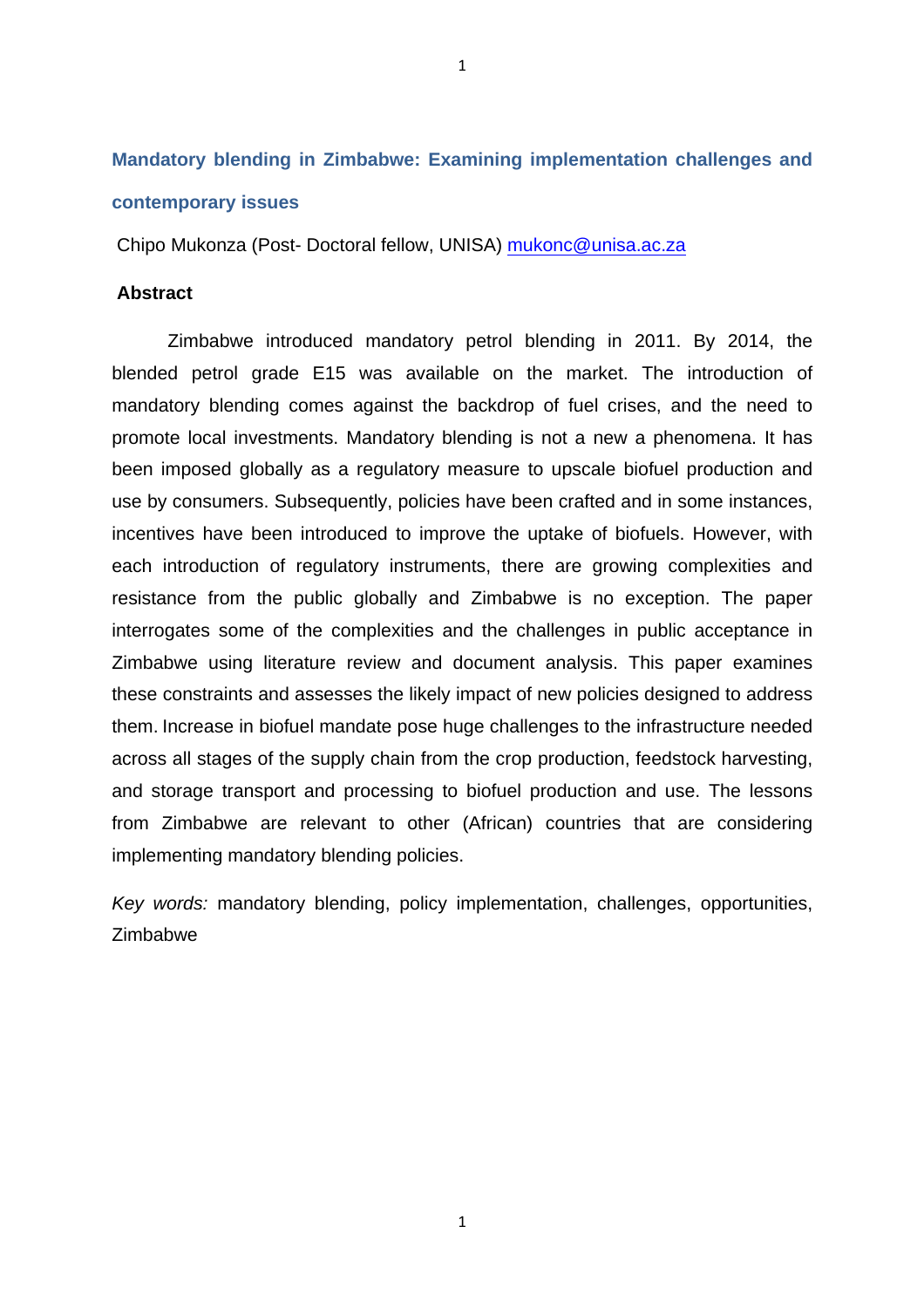# Mandatory blending in Zimbabwe: Examining implementation challenges and contemporary issues

Chipo Mukonza (Post- Doctoral fellow, UNISA) mukonc@unisa.ac.za

## Abstract

Zimbabwe introduced mandatory petrol blending in 2011. By 2014, the blended petrol grade E15 was available on the market. The introduction of mandatory blending comes against the backdrop of fuel crises, and the need to promote local investments. Mandatory blending is not a new a phenomena. It has been imposed globally as a regulatory measure to upscale biofuel production and use by consumers. Subsequently, policies have been crafted and in some instances, incentives have been introduced to improve the uptake of biofuels. However, with each introduction of regulatory instruments, there are growing complexities and resistance from the public globally and Zimbabwe is no exception. The paper interrogates some of the complexities and the challenges in public acceptance in Zimbabwe using literature review and document analysis. This paper examines these constraints and assesses the likely impact of new policies designed to address them. Increase in biofuel mandate pose huge challenges to the infrastructure needed across all stages of the supply chain from the crop production, feedstock harvesting, and storage transport and processing to biofuel production and use. The lessons from Zimbabwe are relevant to other (African) countries that are considering implementing mandatory blending policies.

*Key words:* mandatory blending, policy implementation, challenges, opportunities, Zimbabwe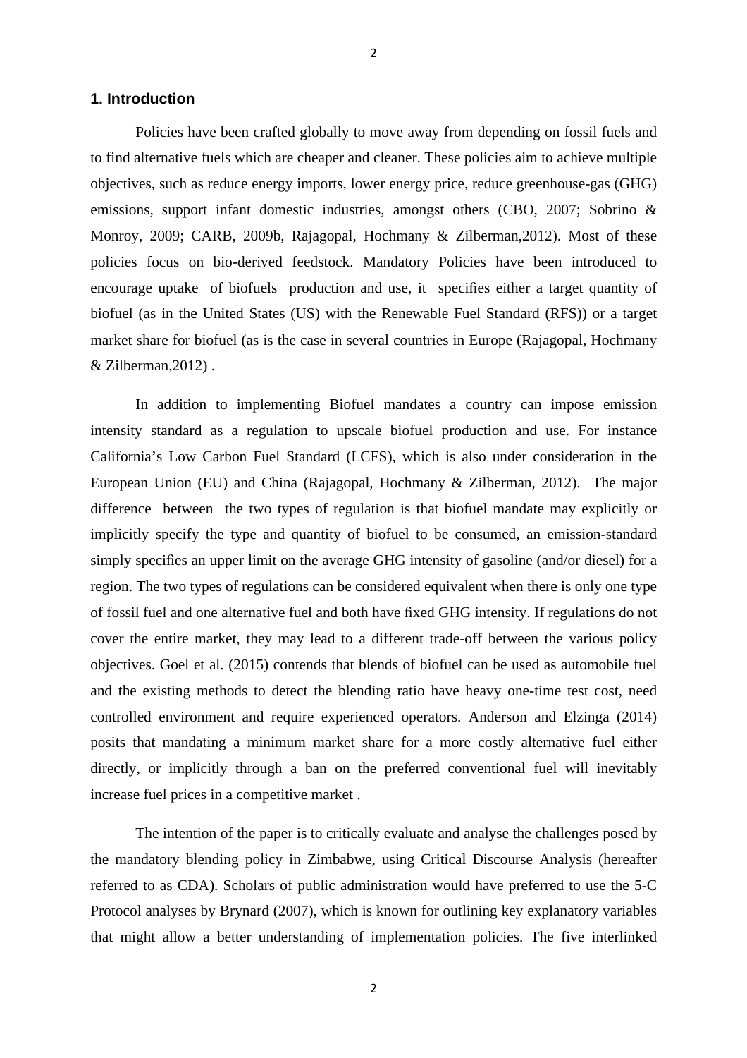## 1. Introduction

Policies have been crafted globally to move away from depending on fossil fuels and to find alternative fuels which are cheaper and cleaner. These policies aim to achieve multiple objectives, such as reduce energy imports, lower energy price, reduce greenhouse-gas (GHG) emissions, support infant domestic industries, amongst others (CBO, 2007; Sobrino & Monroy, 2009; CARB, 2009b, Rajagopal, Hochmany & Zilberman,2012). Most of these policies focus on bio-derived feedstock. Mandatory Policies have been introduced to encourage uptake of biofuels production and use, it specifies either a target quantity of biofuel (as in the United States (US) with the Renewable Fuel Standard (RFS)) or a target market share for biofuel (as is the case in several countries in Europe (Rajagopal, Hochmany & Zilberman,2012) .

In addition to implementing Biofuel mandates a country can impose emission intensity standard as a regulation to upscale biofuel production and use. For instance California's Low Carbon Fuel Standard (LCFS), which is also under consideration in the European Union (EU) and China (Rajagopal, Hochmany & Zilberman, 2012). The major difference between the two types of regulation is that biofuel mandate may explicitly or implicitly specify the type and quantity of biofuel to be consumed, an emission-standard simply specifies an upper limit on the average GHG intensity of gasoline (and/or diesel) for a region. The two types of regulations can be considered equivalent when there is only one type of fossil fuel and one alternative fuel and both have fixed GHG intensity. If regulations do not cover the entire market, they may lead to a different trade-off between the various policy objectives. Goel et al. (2015) contends that blends of biofuel can be used as automobile fuel and the existing methods to detect the blending ratio have heavy one-time test cost, need controlled environment and require experienced operators. Anderson and Elzinga (2014) posits that mandating a minimum market share for a more costly alternative fuel either directly, or implicitly through a ban on the preferred conventional fuel will inevitably increase fuel prices in a competitive market .

The intention of the paper is to critically evaluate and analyse the challenges posed by the mandatory blending policy in Zimbabwe, using Critical Discourse Analysis (hereafter referred to as CDA). Scholars of public administration would have preferred to use the 5-C Protocol analyses by Brynard (2007), which is known for outlining key explanatory variables that might allow a better understanding of implementation policies. The five interlinked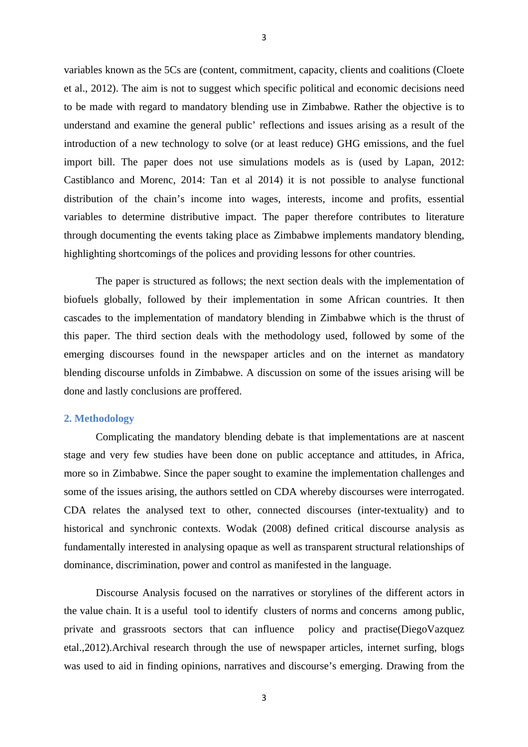variables known as the 5Cs are (content, commitment, capacity, clients and coalitions (Cloete et al., 2012). The aim is not to suggest which specific political and economic decisions need to be made with regard to mandatory blending use in Zimbabwe. Rather the objective is to understand and examine the general public' reflections and issues arising as a result of the introduction of a new technology to solve (or at least reduce) GHG emissions, and the fuel import bill. The paper does not use simulations models as is (used by Lapan, 2012: Castiblanco and Morenc, 2014: Tan et al 2014) it is not possible to analyse functional distribution of the chain's income into wages, interests, income and profits, essential variables to determine distributive impact. The paper therefore contributes to literature through documenting the events taking place as Zimbabwe implements mandatory blending, highlighting shortcomings of the polices and providing lessons for other countries.

The paper is structured as follows; the next section deals with the implementation of biofuels globally, followed by their implementation in some African countries. It then cascades to the implementation of mandatory blending in Zimbabwe which is the thrust of this paper. The third section deals with the methodology used, followed by some of the emerging discourses found in the newspaper articles and on the internet as mandatory blending discourse unfolds in Zimbabwe. A discussion on some of the issues arising will be done and lastly conclusions are proffered.

## 2. Methodology

Complicating the mandatory blending debate is that implementations are at nascent stage and very few studies have been done on public acceptance and attitudes, in Africa, more so in Zimbabwe. Since the paper sought to examine the implementation challenges and some of the issues arising, the authors settled on CDA whereby discourses were interrogated. CDA relates the analysed text to other, connected discourses (inter-textuality) and to historical and synchronic contexts. Wodak (2008) defined critical discourse analysis as fundamentally interested in analysing opaque as well as transparent structural relationships of dominance, discrimination, power and control as manifested in the language.

Discourse Analysis focused on the narratives or storylines of the different actors in the value chain. It is a useful tool to identify clusters of norms and concerns among public, private and grassroots sectors that can influence policy and practise(DiegoVazquez etal.,2012).Archival research through the use of newspaper articles, internet surfing, blogs was used to aid in finding opinions, narratives and discourse's emerging. Drawing from the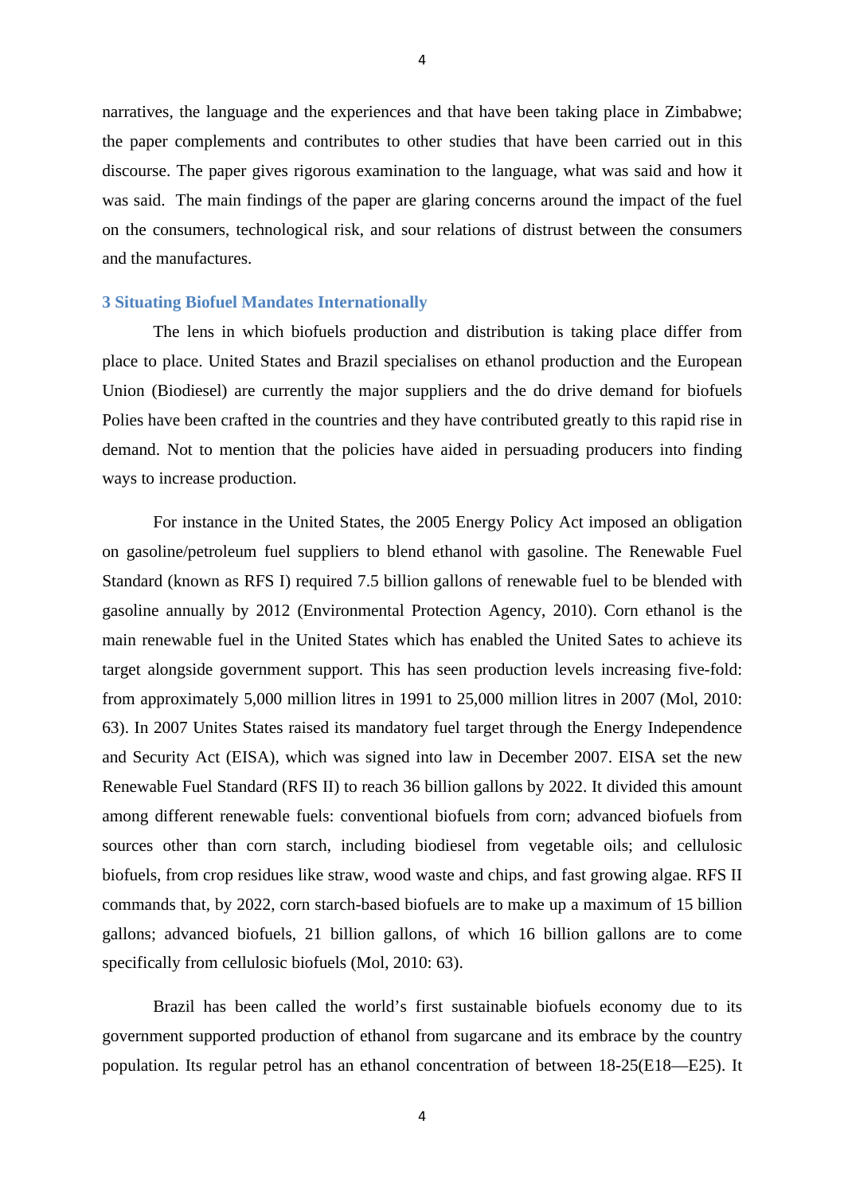narratives, the language and the experiences and that have been taking place in Zimbabwe; the paper complements and contributes to other studies that have been carried out in this discourse. The paper gives rigorous examination to the language, what was said and how it was said. The main findings of the paper are glaring concerns around the impact of the fuel on the consumers, technological risk, and sour relations of distrust between the consumers and the manufactures.

## 3 Situating Biofuel Mandates Internationally

The lens in which biofuels production and distribution is taking place differ from place to place. United States and Brazil specialises on ethanol production and the European Union (Biodiesel) are currently the major suppliers and the do drive demand for biofuels Polies have been crafted in the countries and they have contributed greatly to this rapid rise in demand. Not to mention that the policies have aided in persuading producers into finding ways to increase production.

For instance in the United States, the 2005 Energy Policy Act imposed an obligation on gasoline/petroleum fuel suppliers to blend ethanol with gasoline. The Renewable Fuel Standard (known as RFS I) required 7.5 billion gallons of renewable fuel to be blended with gasoline annually by 2012 (Environmental Protection Agency, 2010). Corn ethanol is the main renewable fuel in the United States which has enabled the United Sates to achieve its target alongside government support. This has seen production levels increasing five-fold: from approximately 5,000 million litres in 1991 to 25,000 million litres in 2007 (Mol, 2010: 63). In 2007 Unites States raised its mandatory fuel target through the Energy Independence and Security Act (EISA), which was signed into law in December 2007. EISA set the new Renewable Fuel Standard (RFS II) to reach 36 billion gallons by 2022. It divided this amount among different renewable fuels: conventional biofuels from corn; advanced biofuels from sources other than corn starch, including biodiesel from vegetable oils; and cellulosic biofuels, from crop residues like straw, wood waste and chips, and fast growing algae. RFS II commands that, by 2022, corn starch-based biofuels are to make up a maximum of 15 billion gallons; advanced biofuels, 21 billion gallons, of which 16 billion gallons are to come specifically from cellulosic biofuels (Mol, 2010: 63).

Brazil has been called the world's first sustainable biofuels economy due to its government supported production of ethanol from sugarcane and its embrace by the country population. Its regular petrol has an ethanol concentration of between 18-25(E18—E25). It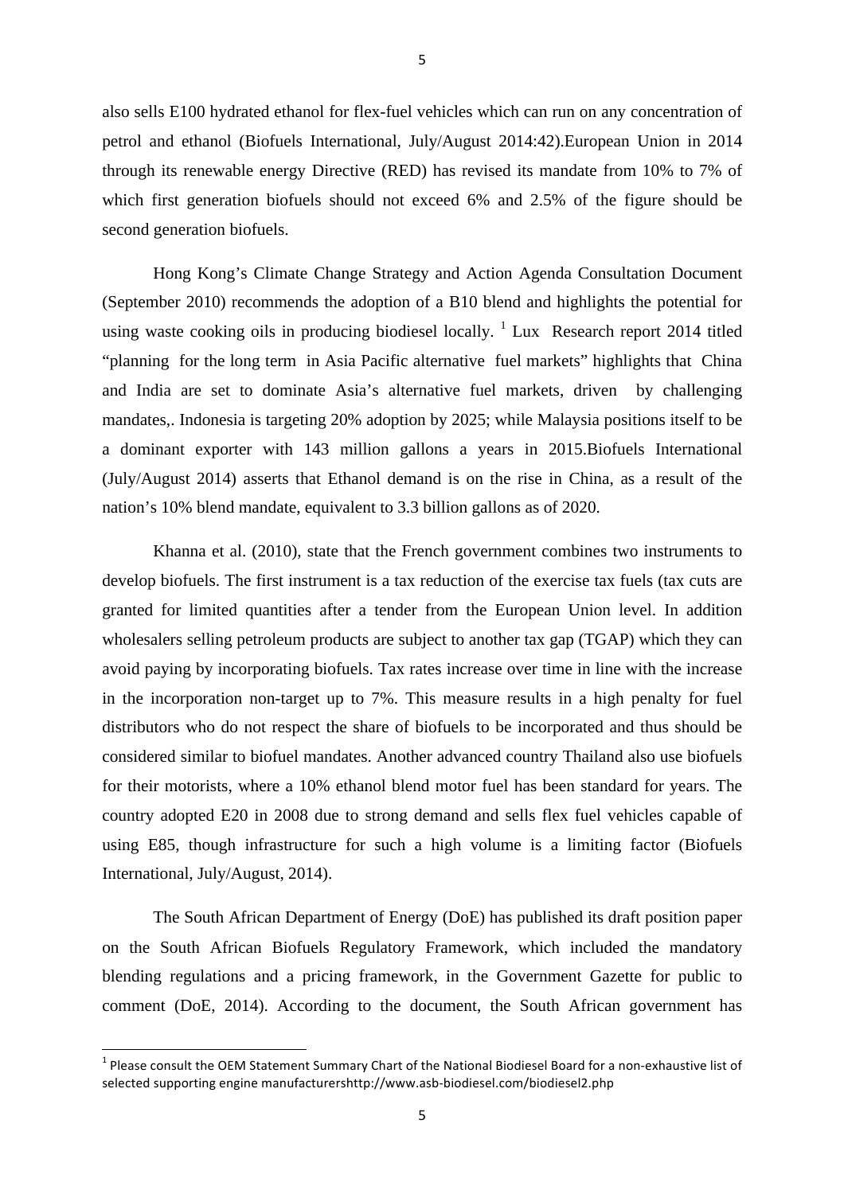also sells E100 hydrated ethanol for flex-fuel vehicles which can run on any concentration of petrol and ethanol (Biofuels International, July/August 2014:42).European Union in 2014 through its renewable energy Directive (RED) has revised its mandate from 10% to 7% of which first generation biofuels should not exceed 6% and 2.5% of the figure should be second generation biofuels.

Hong Kong's Climate Change Strategy and Action Agenda Consultation Document (September 2010) recommends the adoption of a B10 blend and highlights the potential for using waste cooking oils in producing biodiesel locally. [1] Lux Research report 2014 titled "planning for the long term in Asia Pacific alternative fuel markets" highlights that China and India are set to dominate Asia's alternative fuel markets, driven by challenging mandates,. Indonesia is targeting 20% adoption by 2025; while Malaysia positions itself to be a dominant exporter with 143 million gallons a years in 2015.Biofuels International (July/August 2014) asserts that Ethanol demand is on the rise in China, as a result of the nation's 10% blend mandate, equivalent to 3.3 billion gallons as of 2020.

Khanna et al. (2010), state that the French government combines two instruments to develop biofuels. The first instrument is a tax reduction of the exercise tax fuels (tax cuts are granted for limited quantities after a tender from the European Union level. In addition wholesalers selling petroleum products are subject to another tax gap (TGAP) which they can avoid paying by incorporating biofuels. Tax rates increase over time in line with the increase in the incorporation non-target up to 7%. This measure results in a high penalty for fuel distributors who do not respect the share of biofuels to be incorporated and thus should be considered similar to biofuel mandates. Another advanced country Thailand also use biofuels for their motorists, where a 10% ethanol blend motor fuel has been standard for years. The country adopted E20 in 2008 due to strong demand and sells flex fuel vehicles capable of using E85, though infrastructure for such a high volume is a limiting factor (Biofuels International, July/August, 2014).

The South African Department of Energy (DoE) has published its draft position paper on the South African Biofuels Regulatory Framework, which included the mandatory blending regulations and a pricing framework, in the Government Gazette for public to comment (DoE, 2014). According to the document, the South African government has

---

[1] Please consult the OEM Statement Summary Chart of the National Biodiesel Board for a non-exhaustive list of selected supporting engine manufacturershttp://www.asb-biodiesel.com/biodiesel2.php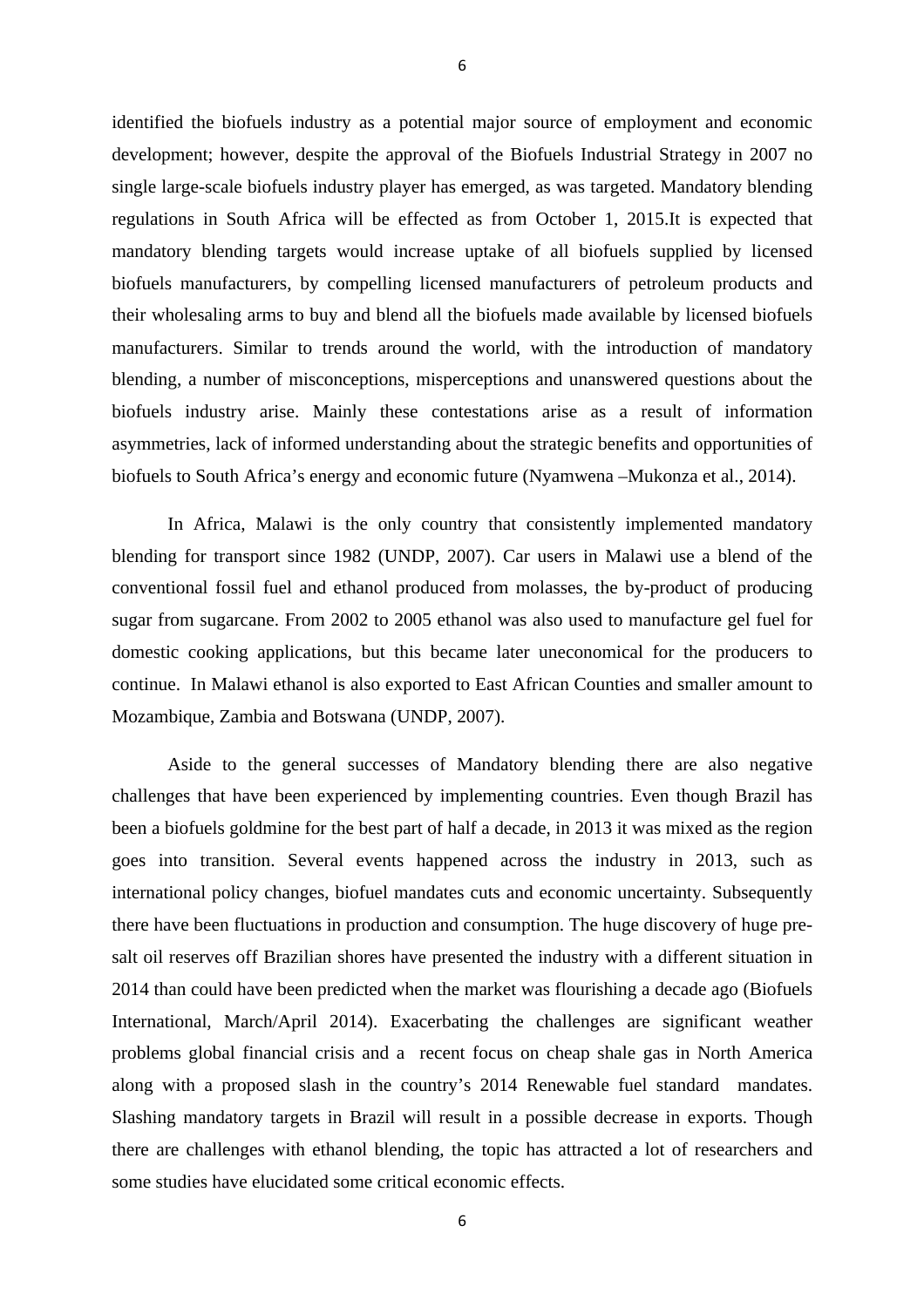identified the biofuels industry as a potential major source of employment and economic development; however, despite the approval of the Biofuels Industrial Strategy in 2007 no single large-scale biofuels industry player has emerged, as was targeted. Mandatory blending regulations in South Africa will be effected as from October 1, 2015.It is expected that mandatory blending targets would increase uptake of all biofuels supplied by licensed biofuels manufacturers, by compelling licensed manufacturers of petroleum products and their wholesaling arms to buy and blend all the biofuels made available by licensed biofuels manufacturers. Similar to trends around the world, with the introduction of mandatory blending, a number of misconceptions, misperceptions and unanswered questions about the biofuels industry arise. Mainly these contestations arise as a result of information asymmetries, lack of informed understanding about the strategic benefits and opportunities of biofuels to South Africa's energy and economic future (Nyamwena –Mukonza et al., 2014).

In Africa, Malawi is the only country that consistently implemented mandatory blending for transport since 1982 (UNDP, 2007). Car users in Malawi use a blend of the conventional fossil fuel and ethanol produced from molasses, the by-product of producing sugar from sugarcane. From 2002 to 2005 ethanol was also used to manufacture gel fuel for domestic cooking applications, but this became later uneconomical for the producers to continue. In Malawi ethanol is also exported to East African Counties and smaller amount to Mozambique, Zambia and Botswana (UNDP, 2007).

Aside to the general successes of Mandatory blending there are also negative challenges that have been experienced by implementing countries. Even though Brazil has been a biofuels goldmine for the best part of half a decade, in 2013 it was mixed as the region goes into transition. Several events happened across the industry in 2013, such as international policy changes, biofuel mandates cuts and economic uncertainty. Subsequently there have been fluctuations in production and consumption. The huge discovery of huge pre-salt oil reserves off Brazilian shores have presented the industry with a different situation in 2014 than could have been predicted when the market was flourishing a decade ago (Biofuels International, March/April 2014). Exacerbating the challenges are significant weather problems global financial crisis and a recent focus on cheap shale gas in North America along with a proposed slash in the country's 2014 Renewable fuel standard mandates. Slashing mandatory targets in Brazil will result in a possible decrease in exports. Though there are challenges with ethanol blending, the topic has attracted a lot of researchers and some studies have elucidated some critical economic effects.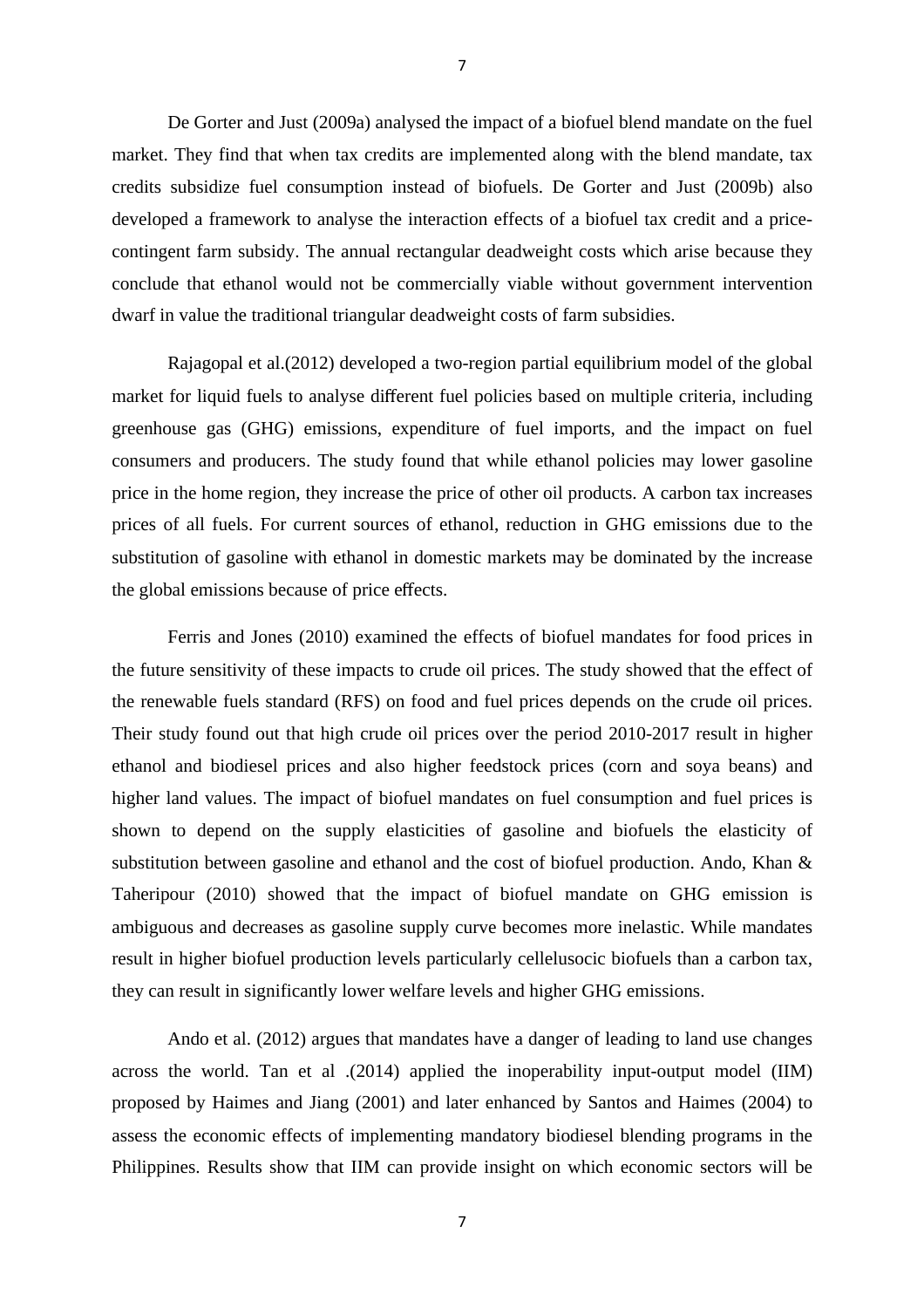De Gorter and Just (2009a) analysed the impact of a biofuel blend mandate on the fuel market. They find that when tax credits are implemented along with the blend mandate, tax credits subsidize fuel consumption instead of biofuels. De Gorter and Just (2009b) also developed a framework to analyse the interaction effects of a biofuel tax credit and a price-contingent farm subsidy. The annual rectangular deadweight costs which arise because they conclude that ethanol would not be commercially viable without government intervention dwarf in value the traditional triangular deadweight costs of farm subsidies.

Rajagopal et al.(2012) developed a two-region partial equilibrium model of the global market for liquid fuels to analyse different fuel policies based on multiple criteria, including greenhouse gas (GHG) emissions, expenditure of fuel imports, and the impact on fuel consumers and producers. The study found that while ethanol policies may lower gasoline price in the home region, they increase the price of other oil products. A carbon tax increases prices of all fuels. For current sources of ethanol, reduction in GHG emissions due to the substitution of gasoline with ethanol in domestic markets may be dominated by the increase the global emissions because of price effects.

Ferris and Jones (2010) examined the effects of biofuel mandates for food prices in the future sensitivity of these impacts to crude oil prices. The study showed that the effect of the renewable fuels standard (RFS) on food and fuel prices depends on the crude oil prices. Their study found out that high crude oil prices over the period 2010-2017 result in higher ethanol and biodiesel prices and also higher feedstock prices (corn and soya beans) and higher land values. The impact of biofuel mandates on fuel consumption and fuel prices is shown to depend on the supply elasticities of gasoline and biofuels the elasticity of substitution between gasoline and ethanol and the cost of biofuel production. Ando, Khan & Taheripour (2010) showed that the impact of biofuel mandate on GHG emission is ambiguous and decreases as gasoline supply curve becomes more inelastic. While mandates result in higher biofuel production levels particularly cellelusocic biofuels than a carbon tax, they can result in significantly lower welfare levels and higher GHG emissions.

Ando et al. (2012) argues that mandates have a danger of leading to land use changes across the world. Tan et al .(2014) applied the inoperability input-output model (IIM) proposed by Haimes and Jiang (2001) and later enhanced by Santos and Haimes (2004) to assess the economic effects of implementing mandatory biodiesel blending programs in the Philippines. Results show that IIM can provide insight on which economic sectors will be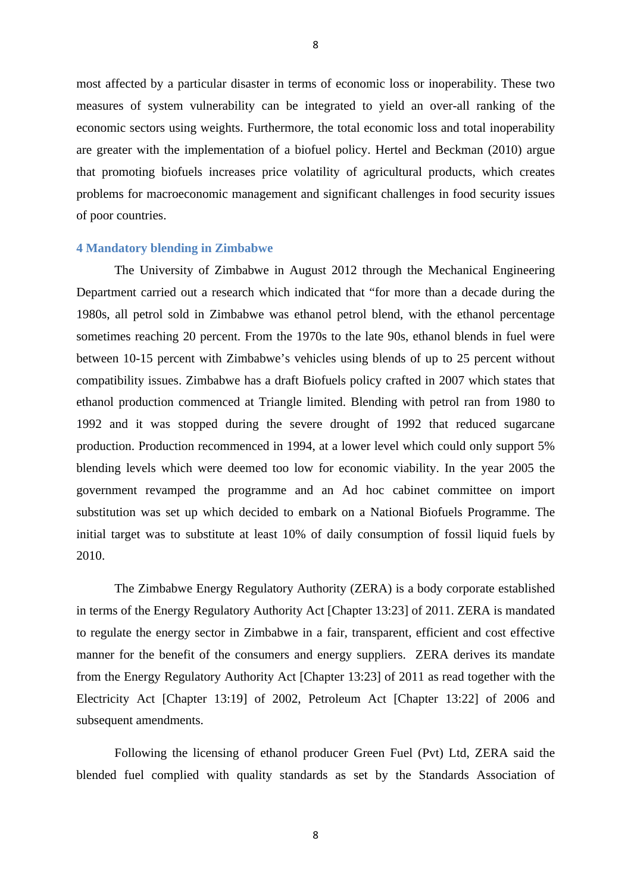most affected by a particular disaster in terms of economic loss or inoperability. These two measures of system vulnerability can be integrated to yield an over-all ranking of the economic sectors using weights. Furthermore, the total economic loss and total inoperability are greater with the implementation of a biofuel policy. Hertel and Beckman (2010) argue that promoting biofuels increases price volatility of agricultural products, which creates problems for macroeconomic management and significant challenges in food security issues of poor countries.

## 4 Mandatory blending in Zimbabwe

The University of Zimbabwe in August 2012 through the Mechanical Engineering Department carried out a research which indicated that "for more than a decade during the 1980s, all petrol sold in Zimbabwe was ethanol petrol blend, with the ethanol percentage sometimes reaching 20 percent. From the 1970s to the late 90s, ethanol blends in fuel were between 10-15 percent with Zimbabwe's vehicles using blends of up to 25 percent without compatibility issues. Zimbabwe has a draft Biofuels policy crafted in 2007 which states that ethanol production commenced at Triangle limited. Blending with petrol ran from 1980 to 1992 and it was stopped during the severe drought of 1992 that reduced sugarcane production. Production recommenced in 1994, at a lower level which could only support 5% blending levels which were deemed too low for economic viability. In the year 2005 the government revamped the programme and an Ad hoc cabinet committee on import substitution was set up which decided to embark on a National Biofuels Programme. The initial target was to substitute at least 10% of daily consumption of fossil liquid fuels by 2010.

The Zimbabwe Energy Regulatory Authority (ZERA) is a body corporate established in terms of the Energy Regulatory Authority Act [Chapter 13:23] of 2011. ZERA is mandated to regulate the energy sector in Zimbabwe in a fair, transparent, efficient and cost effective manner for the benefit of the consumers and energy suppliers. ZERA derives its mandate from the Energy Regulatory Authority Act [Chapter 13:23] of 2011 as read together with the Electricity Act [Chapter 13:19] of 2002, Petroleum Act [Chapter 13:22] of 2006 and subsequent amendments.

Following the licensing of ethanol producer Green Fuel (Pvt) Ltd, ZERA said the blended fuel complied with quality standards as set by the Standards Association of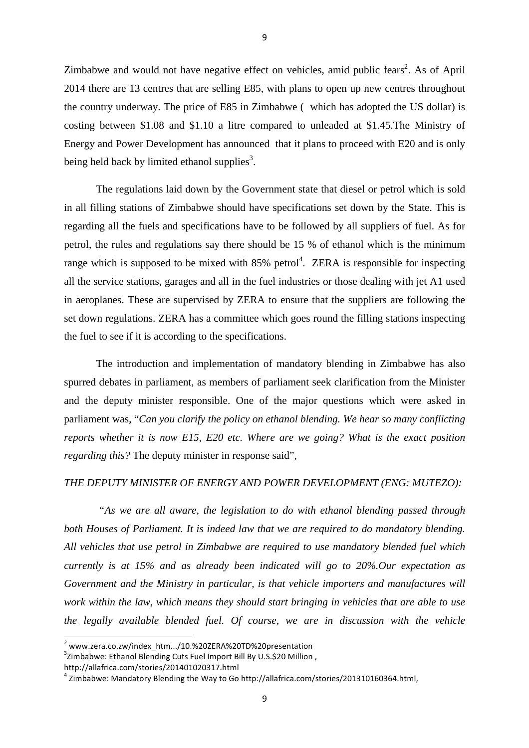Zimbabwe and would not have negative effect on vehicles, amid public fears[2]. As of April 2014 there are 13 centres that are selling E85, with plans to open up new centres throughout the country underway. The price of E85 in Zimbabwe ( which has adopted the US dollar) is costing between $1.08 and $1.10 a litre compared to unleaded at $1.45.The Ministry of Energy and Power Development has announced that it plans to proceed with E20 and is only being held back by limited ethanol supplies[3].

The regulations laid down by the Government state that diesel or petrol which is sold in all filling stations of Zimbabwe should have specifications set down by the State. This is regarding all the fuels and specifications have to be followed by all suppliers of fuel. As for petrol, the rules and regulations say there should be 15 % of ethanol which is the minimum range which is supposed to be mixed with 85% petrol[4]. ZERA is responsible for inspecting all the service stations, garages and all in the fuel industries or those dealing with jet A1 used in aeroplanes. These are supervised by ZERA to ensure that the suppliers are following the set down regulations. ZERA has a committee which goes round the filling stations inspecting the fuel to see if it is according to the specifications.

The introduction and implementation of mandatory blending in Zimbabwe has also spurred debates in parliament, as members of parliament seek clarification from the Minister and the deputy minister responsible. One of the major questions which were asked in parliament was, "*Can you clarify the policy on ethanol blending. We hear so many conflicting reports whether it is now E15, E20 etc. Where are we going? What is the exact position regarding this?* The deputy minister in response said",

*THE DEPUTY MINISTER OF ENERGY AND POWER DEVELOPMENT (ENG: MUTEZO):*

*"As we are all aware, the legislation to do with ethanol blending passed through both Houses of Parliament. It is indeed law that we are required to do mandatory blending. All vehicles that use petrol in Zimbabwe are required to use mandatory blended fuel which currently is at 15% and as already been indicated will go to 20%.Our expectation as Government and the Ministry in particular, is that vehicle importers and manufactures will work within the law, which means they should start bringing in vehicles that are able to use the legally available blended fuel. Of course, we are in discussion with the vehicle*

[2] www.zera.co.zw/index_htm.../10.%20ZERA%20TD%20presentation

[3] Zimbabwe: Ethanol Blending Cuts Fuel Import Bill By U.S.$20 Million , http://allafrica.com/stories/201401020317.html

[4] Zimbabwe: Mandatory Blending the Way to Go http://allafrica.com/stories/201310160364.html,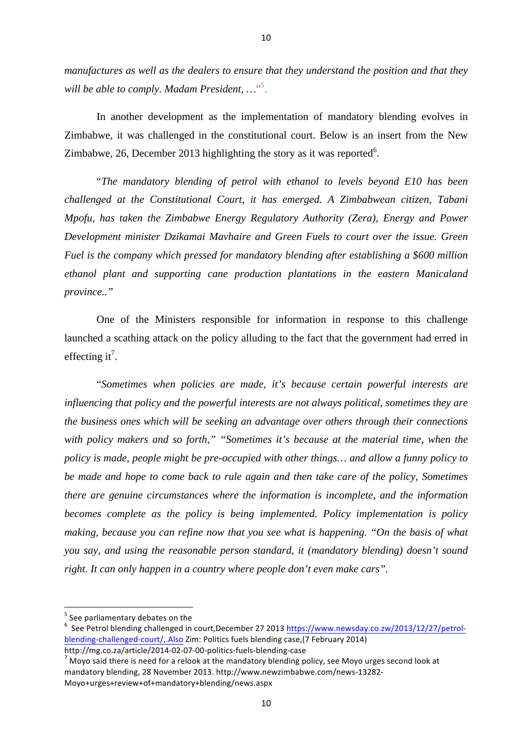*manufactures as well as the dealers to ensure that they understand the position and that they will be able to comply. Madam President, …*"[5].

In another development as the implementation of mandatory blending evolves in Zimbabwe, it was challenged in the constitutional court. Below is an insert from the New Zimbabwe, 26, December 2013 highlighting the story as it was reported[6].

"*The mandatory blending of petrol with ethanol to levels beyond E10 has been challenged at the Constitutional Court, it has emerged. A Zimbabwean citizen, Tabani Mpofu, has taken the Zimbabwe Energy Regulatory Authority (Zera), Energy and Power Development minister Dzikamai Mavhaire and Green Fuels to court over the issue. Green Fuel is the company which pressed for mandatory blending after establishing a $600 million ethanol plant and supporting cane production plantations in the eastern Manicaland province..*"

One of the Ministers responsible for information in response to this challenge launched a scathing attack on the policy alluding to the fact that the government had erred in effecting it[7].

"*Sometimes when policies are made, it's because certain powerful interests are influencing that policy and the powerful interests are not always political, sometimes they are the business ones which will be seeking an advantage over others through their connections with policy makers and so forth," "Sometimes it's because at the material time, when the policy is made, people might be pre-occupied with other things… and allow a funny policy to be made and hope to come back to rule again and then take care of the policy, Sometimes there are genuine circumstances where the information is incomplete, and the information becomes complete as the policy is being implemented. Policy implementation is policy making, because you can refine now that you see what is happening. "On the basis of what you say, and using the reasonable person standard, it (mandatory blending) doesn't sound right. It can only happen in a country where people don't even make cars*".

---

[5] See parliamentary debates on the

[6] See Petrol blending challenged in court,December 27 2013 https://www.newsday.co.zw/2013/12/27/petrol-blending-challenged-court/,.Also Zim: Politics fuels blending case,(7 February 2014) http://mg.co.za/article/2014-02-07-00-politics-fuels-blending-case

[7] Moyo said there is need for a relook at the mandatory blending policy, see Moyo urges second look at mandatory blending, 28 November 2013. http://www.newzimbabwe.com/news-13282-Moyo+urges+review+of+mandatory+blending/news.aspx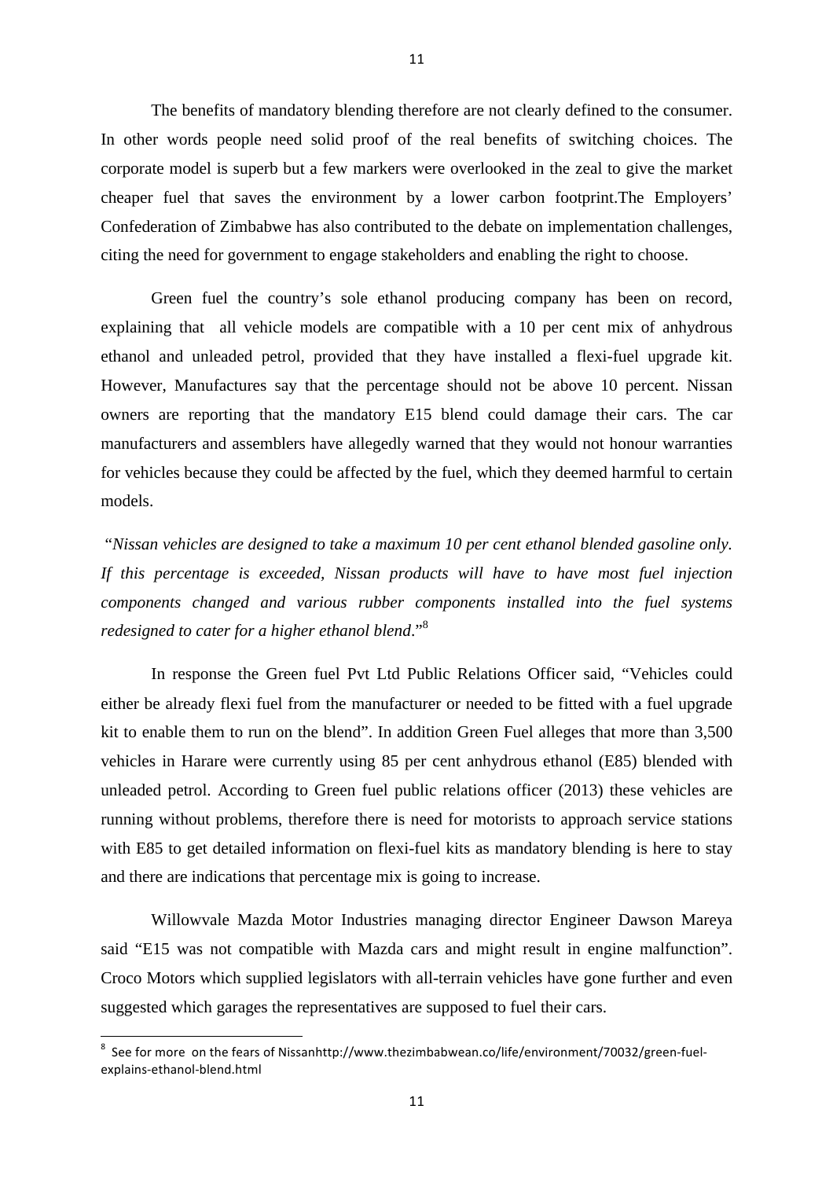The benefits of mandatory blending therefore are not clearly defined to the consumer. In other words people need solid proof of the real benefits of switching choices. The corporate model is superb but a few markers were overlooked in the zeal to give the market cheaper fuel that saves the environment by a lower carbon footprint.The Employers' Confederation of Zimbabwe has also contributed to the debate on implementation challenges, citing the need for government to engage stakeholders and enabling the right to choose.

Green fuel the country's sole ethanol producing company has been on record, explaining that all vehicle models are compatible with a 10 per cent mix of anhydrous ethanol and unleaded petrol, provided that they have installed a flexi-fuel upgrade kit. However, Manufactures say that the percentage should not be above 10 percent. Nissan owners are reporting that the mandatory E15 blend could damage their cars. The car manufacturers and assemblers have allegedly warned that they would not honour warranties for vehicles because they could be affected by the fuel, which they deemed harmful to certain models.

"*Nissan vehicles are designed to take a maximum 10 per cent ethanol blended gasoline only. If this percentage is exceeded, Nissan products will have to have most fuel injection components changed and various rubber components installed into the fuel systems redesigned to cater for a higher ethanol blend*."[8]

In response the Green fuel Pvt Ltd Public Relations Officer said, "Vehicles could either be already flexi fuel from the manufacturer or needed to be fitted with a fuel upgrade kit to enable them to run on the blend". In addition Green Fuel alleges that more than 3,500 vehicles in Harare were currently using 85 per cent anhydrous ethanol (E85) blended with unleaded petrol. According to Green fuel public relations officer (2013) these vehicles are running without problems, therefore there is need for motorists to approach service stations with E85 to get detailed information on flexi-fuel kits as mandatory blending is here to stay and there are indications that percentage mix is going to increase.

Willowvale Mazda Motor Industries managing director Engineer Dawson Mareya said "E15 was not compatible with Mazda cars and might result in engine malfunction". Croco Motors which supplied legislators with all-terrain vehicles have gone further and even suggested which garages the representatives are supposed to fuel their cars.

---

[8] See for more on the fears of Nissanhttp://www.thezimbabwean.co/life/environment/70032/green-fuel-explains-ethanol-blend.html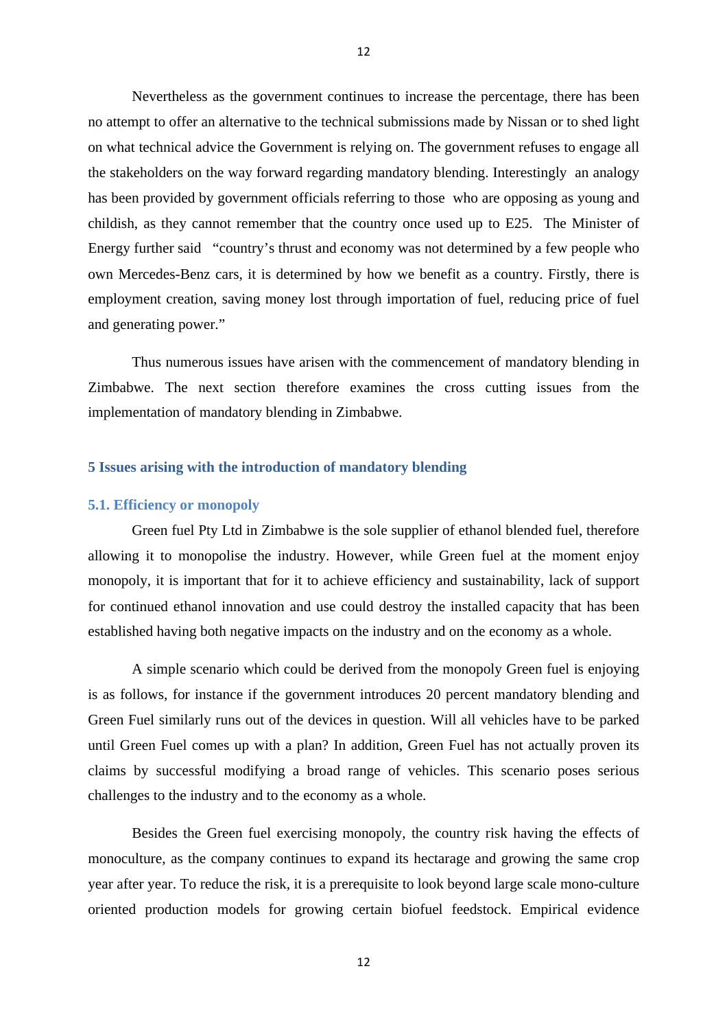Nevertheless as the government continues to increase the percentage, there has been no attempt to offer an alternative to the technical submissions made by Nissan or to shed light on what technical advice the Government is relying on. The government refuses to engage all the stakeholders on the way forward regarding mandatory blending. Interestingly an analogy has been provided by government officials referring to those who are opposing as young and childish, as they cannot remember that the country once used up to E25. The Minister of Energy further said "country's thrust and economy was not determined by a few people who own Mercedes-Benz cars, it is determined by how we benefit as a country. Firstly, there is employment creation, saving money lost through importation of fuel, reducing price of fuel and generating power."

Thus numerous issues have arisen with the commencement of mandatory blending in Zimbabwe. The next section therefore examines the cross cutting issues from the implementation of mandatory blending in Zimbabwe.

## 5 Issues arising with the introduction of mandatory blending

### 5.1. Efficiency or monopoly

Green fuel Pty Ltd in Zimbabwe is the sole supplier of ethanol blended fuel, therefore allowing it to monopolise the industry. However, while Green fuel at the moment enjoy monopoly, it is important that for it to achieve efficiency and sustainability, lack of support for continued ethanol innovation and use could destroy the installed capacity that has been established having both negative impacts on the industry and on the economy as a whole.

A simple scenario which could be derived from the monopoly Green fuel is enjoying is as follows, for instance if the government introduces 20 percent mandatory blending and Green Fuel similarly runs out of the devices in question. Will all vehicles have to be parked until Green Fuel comes up with a plan? In addition, Green Fuel has not actually proven its claims by successful modifying a broad range of vehicles. This scenario poses serious challenges to the industry and to the economy as a whole.

Besides the Green fuel exercising monopoly, the country risk having the effects of monoculture, as the company continues to expand its hectarage and growing the same crop year after year. To reduce the risk, it is a prerequisite to look beyond large scale mono-culture oriented production models for growing certain biofuel feedstock. Empirical evidence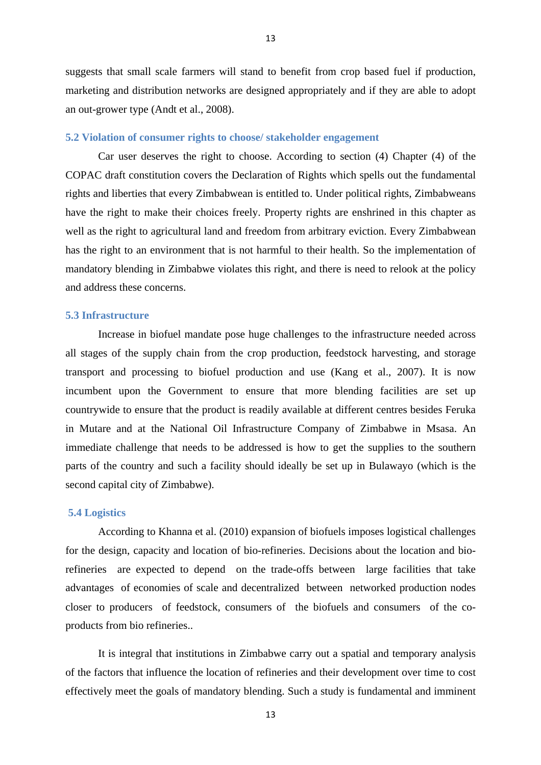suggests that small scale farmers will stand to benefit from crop based fuel if production, marketing and distribution networks are designed appropriately and if they are able to adopt an out-grower type (Andt et al., 2008).

### 5.2 Violation of consumer rights to choose/ stakeholder engagement

Car user deserves the right to choose. According to section (4) Chapter (4) of the COPAC draft constitution covers the Declaration of Rights which spells out the fundamental rights and liberties that every Zimbabwean is entitled to. Under political rights, Zimbabweans have the right to make their choices freely. Property rights are enshrined in this chapter as well as the right to agricultural land and freedom from arbitrary eviction. Every Zimbabwean has the right to an environment that is not harmful to their health. So the implementation of mandatory blending in Zimbabwe violates this right, and there is need to relook at the policy and address these concerns.

### 5.3 Infrastructure

Increase in biofuel mandate pose huge challenges to the infrastructure needed across all stages of the supply chain from the crop production, feedstock harvesting, and storage transport and processing to biofuel production and use (Kang et al., 2007). It is now incumbent upon the Government to ensure that more blending facilities are set up countrywide to ensure that the product is readily available at different centres besides Feruka in Mutare and at the National Oil Infrastructure Company of Zimbabwe in Msasa. An immediate challenge that needs to be addressed is how to get the supplies to the southern parts of the country and such a facility should ideally be set up in Bulawayo (which is the second capital city of Zimbabwe).

### 5.4 Logistics

According to Khanna et al. (2010) expansion of biofuels imposes logistical challenges for the design, capacity and location of bio-refineries. Decisions about the location and bio-refineries are expected to depend on the trade-offs between large facilities that take advantages of economies of scale and decentralized between networked production nodes closer to producers of feedstock, consumers of the biofuels and consumers of the co-products from bio refineries..

It is integral that institutions in Zimbabwe carry out a spatial and temporary analysis of the factors that influence the location of refineries and their development over time to cost effectively meet the goals of mandatory blending. Such a study is fundamental and imminent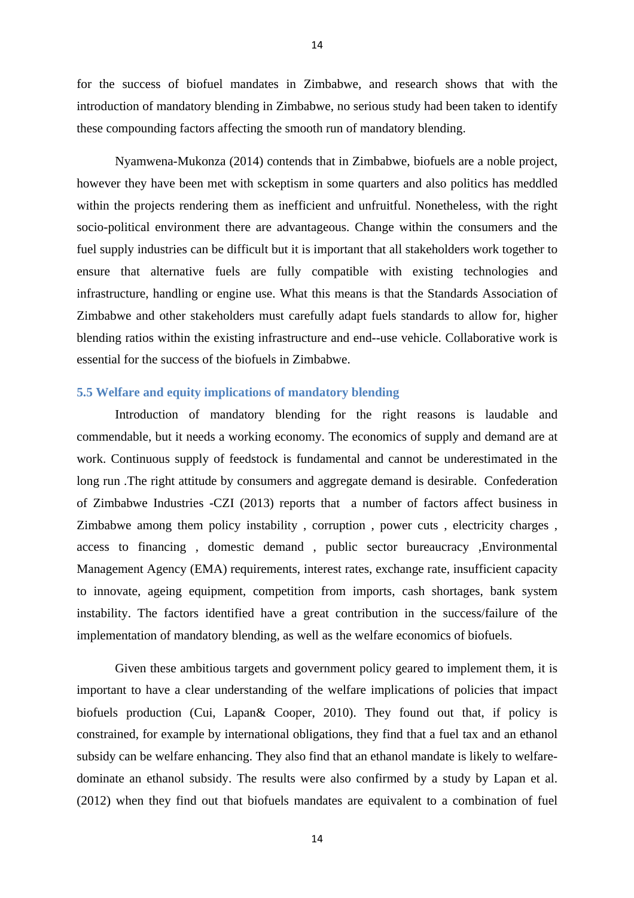for the success of biofuel mandates in Zimbabwe, and research shows that with the introduction of mandatory blending in Zimbabwe, no serious study had been taken to identify these compounding factors affecting the smooth run of mandatory blending.

Nyamwena-Mukonza (2014) contends that in Zimbabwe, biofuels are a noble project, however they have been met with sckeptism in some quarters and also politics has meddled within the projects rendering them as inefficient and unfruitful. Nonetheless, with the right socio-political environment there are advantageous. Change within the consumers and the fuel supply industries can be difficult but it is important that all stakeholders work together to ensure that alternative fuels are fully compatible with existing technologies and infrastructure, handling or engine use. What this means is that the Standards Association of Zimbabwe and other stakeholders must carefully adapt fuels standards to allow for, higher blending ratios within the existing infrastructure and end--use vehicle. Collaborative work is essential for the success of the biofuels in Zimbabwe.

### 5.5 Welfare and equity implications of mandatory blending

Introduction of mandatory blending for the right reasons is laudable and commendable, but it needs a working economy. The economics of supply and demand are at work. Continuous supply of feedstock is fundamental and cannot be underestimated in the long run .The right attitude by consumers and aggregate demand is desirable. Confederation of Zimbabwe Industries -CZI (2013) reports that a number of factors affect business in Zimbabwe among them policy instability , corruption , power cuts , electricity charges , access to financing , domestic demand , public sector bureaucracy ,Environmental Management Agency (EMA) requirements, interest rates, exchange rate, insufficient capacity to innovate, ageing equipment, competition from imports, cash shortages, bank system instability. The factors identified have a great contribution in the success/failure of the implementation of mandatory blending, as well as the welfare economics of biofuels.

Given these ambitious targets and government policy geared to implement them, it is important to have a clear understanding of the welfare implications of policies that impact biofuels production (Cui, Lapan& Cooper, 2010). They found out that, if policy is constrained, for example by international obligations, they find that a fuel tax and an ethanol subsidy can be welfare enhancing. They also find that an ethanol mandate is likely to welfare-dominate an ethanol subsidy. The results were also confirmed by a study by Lapan et al. (2012) when they find out that biofuels mandates are equivalent to a combination of fuel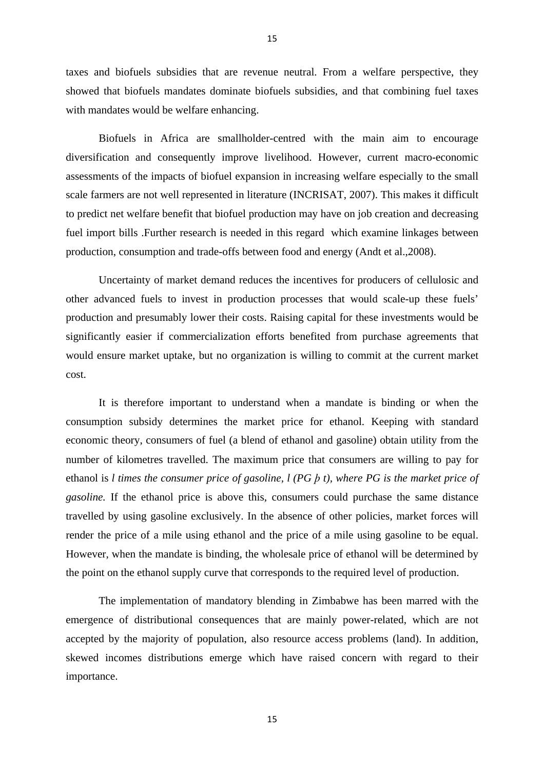taxes and biofuels subsidies that are revenue neutral. From a welfare perspective, they showed that biofuels mandates dominate biofuels subsidies, and that combining fuel taxes with mandates would be welfare enhancing.

Biofuels in Africa are smallholder-centred with the main aim to encourage diversification and consequently improve livelihood. However, current macro-economic assessments of the impacts of biofuel expansion in increasing welfare especially to the small scale farmers are not well represented in literature (INCRISAT, 2007). This makes it difficult to predict net welfare benefit that biofuel production may have on job creation and decreasing fuel import bills .Further research is needed in this regard which examine linkages between production, consumption and trade-offs between food and energy (Andt et al.,2008).

Uncertainty of market demand reduces the incentives for producers of cellulosic and other advanced fuels to invest in production processes that would scale-up these fuels' production and presumably lower their costs. Raising capital for these investments would be significantly easier if commercialization efforts benefited from purchase agreements that would ensure market uptake, but no organization is willing to commit at the current market cost.

It is therefore important to understand when a mandate is binding or when the consumption subsidy determines the market price for ethanol. Keeping with standard economic theory, consumers of fuel (a blend of ethanol and gasoline) obtain utility from the number of kilometres travelled. The maximum price that consumers are willing to pay for ethanol is *l times the consumer price of gasoline, l (PG þ t), where PG is the market price of gasoline.* If the ethanol price is above this, consumers could purchase the same distance travelled by using gasoline exclusively. In the absence of other policies, market forces will render the price of a mile using ethanol and the price of a mile using gasoline to be equal. However, when the mandate is binding, the wholesale price of ethanol will be determined by the point on the ethanol supply curve that corresponds to the required level of production.

The implementation of mandatory blending in Zimbabwe has been marred with the emergence of distributional consequences that are mainly power-related, which are not accepted by the majority of population, also resource access problems (land). In addition, skewed incomes distributions emerge which have raised concern with regard to their importance.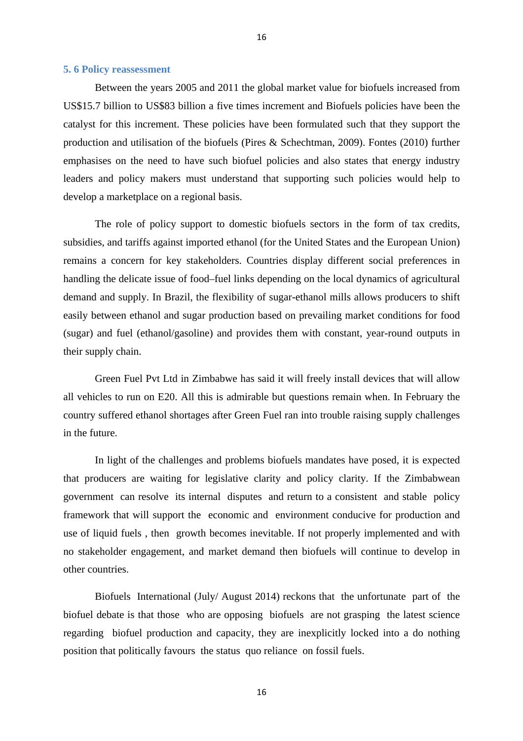### 5. 6 Policy reassessment

Between the years 2005 and 2011 the global market value for biofuels increased from US$15.7 billion to US$83 billion a five times increment and Biofuels policies have been the catalyst for this increment. These policies have been formulated such that they support the production and utilisation of the biofuels (Pires & Schechtman, 2009). Fontes (2010) further emphasises on the need to have such biofuel policies and also states that energy industry leaders and policy makers must understand that supporting such policies would help to develop a marketplace on a regional basis.

The role of policy support to domestic biofuels sectors in the form of tax credits, subsidies, and tariffs against imported ethanol (for the United States and the European Union) remains a concern for key stakeholders. Countries display different social preferences in handling the delicate issue of food–fuel links depending on the local dynamics of agricultural demand and supply. In Brazil, the flexibility of sugar-ethanol mills allows producers to shift easily between ethanol and sugar production based on prevailing market conditions for food (sugar) and fuel (ethanol/gasoline) and provides them with constant, year-round outputs in their supply chain.

Green Fuel Pvt Ltd in Zimbabwe has said it will freely install devices that will allow all vehicles to run on E20. All this is admirable but questions remain when. In February the country suffered ethanol shortages after Green Fuel ran into trouble raising supply challenges in the future.

In light of the challenges and problems biofuels mandates have posed, it is expected that producers are waiting for legislative clarity and policy clarity. If the Zimbabwean government can resolve its internal disputes and return to a consistent and stable policy framework that will support the economic and environment conducive for production and use of liquid fuels , then growth becomes inevitable. If not properly implemented and with no stakeholder engagement, and market demand then biofuels will continue to develop in other countries.

Biofuels International (July/ August 2014) reckons that the unfortunate part of the biofuel debate is that those who are opposing biofuels are not grasping the latest science regarding biofuel production and capacity, they are inexplicitly locked into a do nothing position that politically favours the status quo reliance on fossil fuels.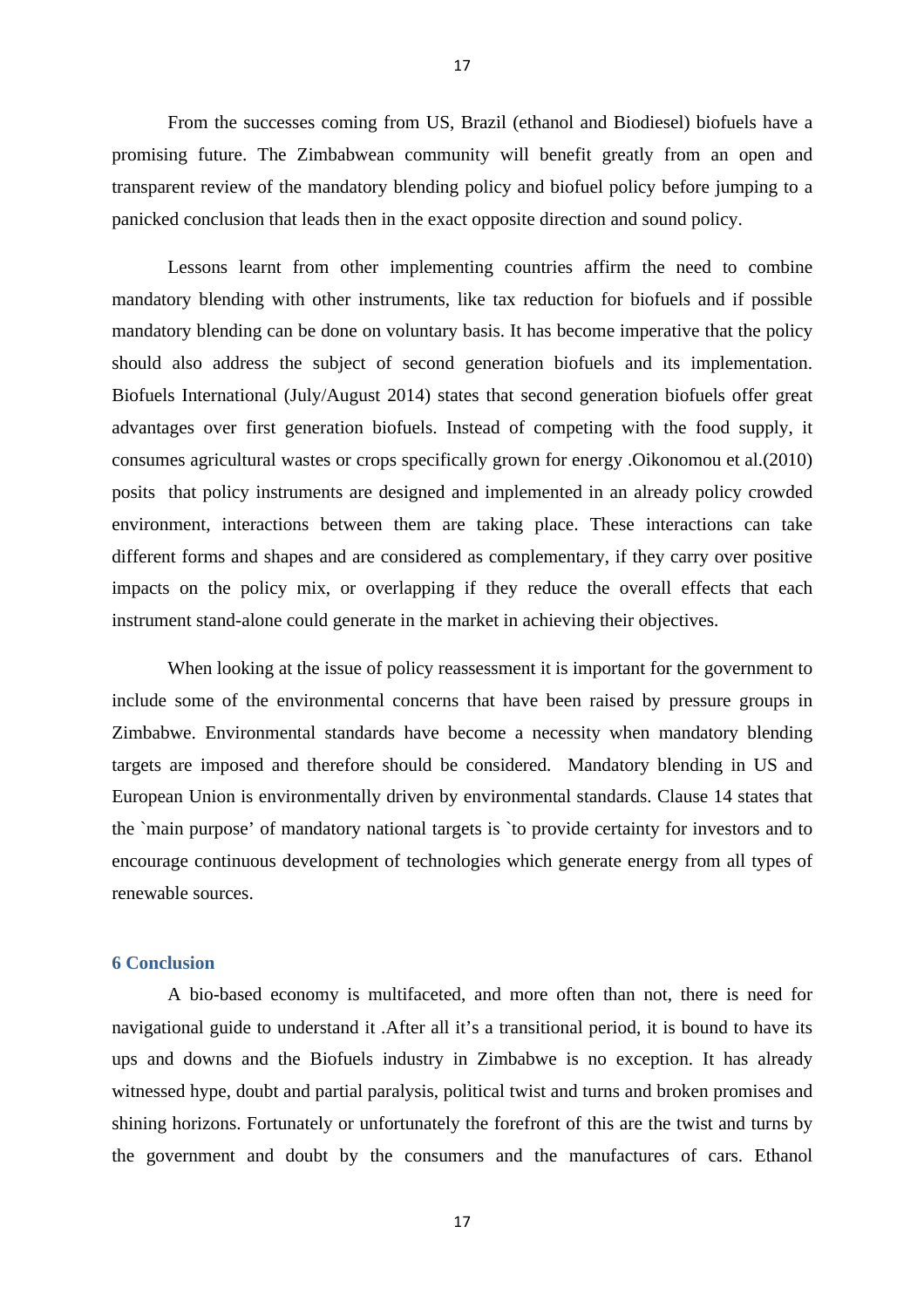From the successes coming from US, Brazil (ethanol and Biodiesel) biofuels have a promising future. The Zimbabwean community will benefit greatly from an open and transparent review of the mandatory blending policy and biofuel policy before jumping to a panicked conclusion that leads then in the exact opposite direction and sound policy.

Lessons learnt from other implementing countries affirm the need to combine mandatory blending with other instruments, like tax reduction for biofuels and if possible mandatory blending can be done on voluntary basis. It has become imperative that the policy should also address the subject of second generation biofuels and its implementation. Biofuels International (July/August 2014) states that second generation biofuels offer great advantages over first generation biofuels. Instead of competing with the food supply, it consumes agricultural wastes or crops specifically grown for energy .Oikonomou et al.(2010) posits that policy instruments are designed and implemented in an already policy crowded environment, interactions between them are taking place. These interactions can take different forms and shapes and are considered as complementary, if they carry over positive impacts on the policy mix, or overlapping if they reduce the overall effects that each instrument stand-alone could generate in the market in achieving their objectives.

When looking at the issue of policy reassessment it is important for the government to include some of the environmental concerns that have been raised by pressure groups in Zimbabwe. Environmental standards have become a necessity when mandatory blending targets are imposed and therefore should be considered. Mandatory blending in US and European Union is environmentally driven by environmental standards. Clause 14 states that the `main purpose' of mandatory national targets is `to provide certainty for investors and to encourage continuous development of technologies which generate energy from all types of renewable sources.

## 6 Conclusion

A bio-based economy is multifaceted, and more often than not, there is need for navigational guide to understand it .After all it's a transitional period, it is bound to have its ups and downs and the Biofuels industry in Zimbabwe is no exception. It has already witnessed hype, doubt and partial paralysis, political twist and turns and broken promises and shining horizons. Fortunately or unfortunately the forefront of this are the twist and turns by the government and doubt by the consumers and the manufactures of cars. Ethanol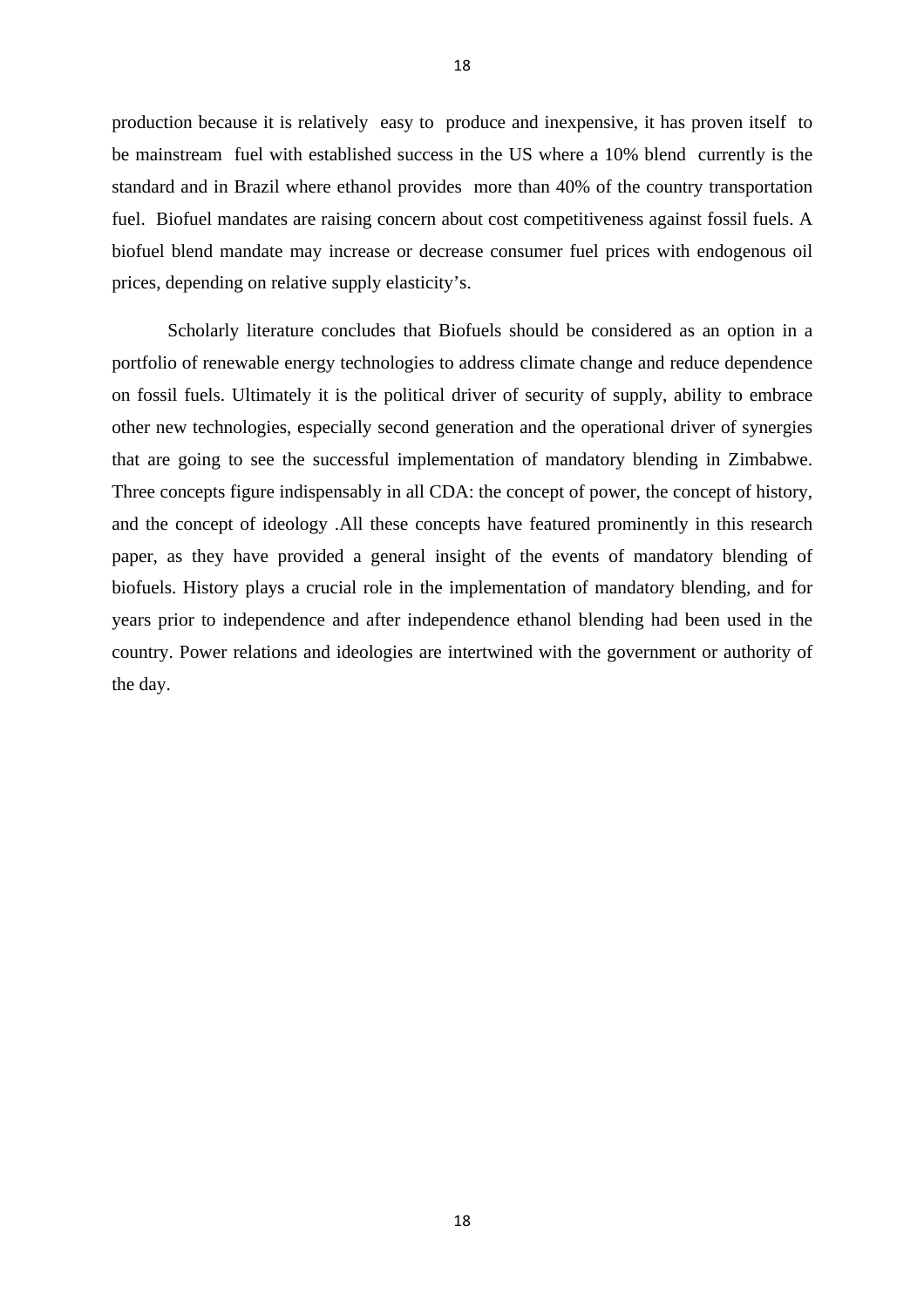production because it is relatively easy to produce and inexpensive, it has proven itself to be mainstream fuel with established success in the US where a 10% blend currently is the standard and in Brazil where ethanol provides more than 40% of the country transportation fuel. Biofuel mandates are raising concern about cost competitiveness against fossil fuels. A biofuel blend mandate may increase or decrease consumer fuel prices with endogenous oil prices, depending on relative supply elasticity's.

Scholarly literature concludes that Biofuels should be considered as an option in a portfolio of renewable energy technologies to address climate change and reduce dependence on fossil fuels. Ultimately it is the political driver of security of supply, ability to embrace other new technologies, especially second generation and the operational driver of synergies that are going to see the successful implementation of mandatory blending in Zimbabwe. Three concepts figure indispensably in all CDA: the concept of power, the concept of history, and the concept of ideology .All these concepts have featured prominently in this research paper, as they have provided a general insight of the events of mandatory blending of biofuels. History plays a crucial role in the implementation of mandatory blending, and for years prior to independence and after independence ethanol blending had been used in the country. Power relations and ideologies are intertwined with the government or authority of the day.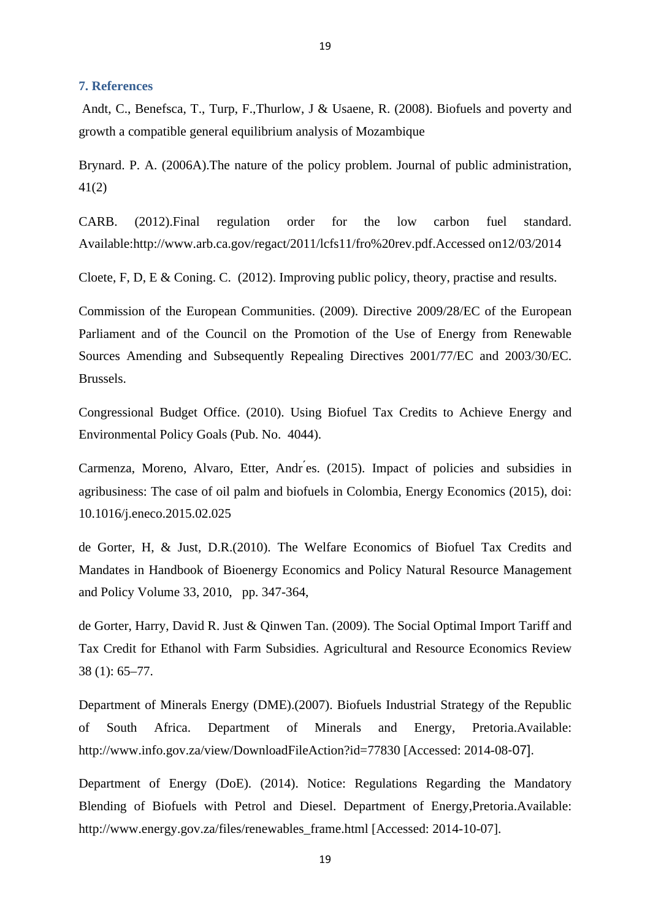## 7. References

Andt, C., Benefsca, T., Turp, F.,Thurlow, J & Usaene, R. (2008). Biofuels and poverty and growth a compatible general equilibrium analysis of Mozambique

Brynard. P. A. (2006A).The nature of the policy problem. Journal of public administration, 41(2)

CARB. (2012).Final regulation order for the low carbon fuel standard. Available:http://www.arb.ca.gov/regact/2011/lcfs11/fro%20rev.pdf.Accessed on12/03/2014

Cloete, F, D, E & Coning. C. (2012). Improving public policy, theory, practise and results.

Commission of the European Communities. (2009). Directive 2009/28/EC of the European Parliament and of the Council on the Promotion of the Use of Energy from Renewable Sources Amending and Subsequently Repealing Directives 2001/77/EC and 2003/30/EC. Brussels.

Congressional Budget Office. (2010). Using Biofuel Tax Credits to Achieve Energy and Environmental Policy Goals (Pub. No. 4044).

Carmenza, Moreno, Alvaro, Etter, Andŕes. (2015). Impact of policies and subsidies in agribusiness: The case of oil palm and biofuels in Colombia, Energy Economics (2015), doi: 10.1016/j.eneco.2015.02.025

de Gorter, H, & Just, D.R.(2010). The Welfare Economics of Biofuel Tax Credits and Mandates in Handbook of Bioenergy Economics and Policy Natural Resource Management and Policy Volume 33, 2010, pp. 347-364,

de Gorter, Harry, David R. Just & Qinwen Tan. (2009). The Social Optimal Import Tariff and Tax Credit for Ethanol with Farm Subsidies. Agricultural and Resource Economics Review 38 (1): 65–77.

Department of Minerals Energy (DME).(2007). Biofuels Industrial Strategy of the Republic of South Africa. Department of Minerals and Energy, Pretoria.Available: http://www.info.gov.za/view/DownloadFileAction?id=77830 [Accessed: 2014-08-07].

Department of Energy (DoE). (2014). Notice: Regulations Regarding the Mandatory Blending of Biofuels with Petrol and Diesel. Department of Energy,Pretoria.Available: http://www.energy.gov.za/files/renewables_frame.html [Accessed: 2014-10-07].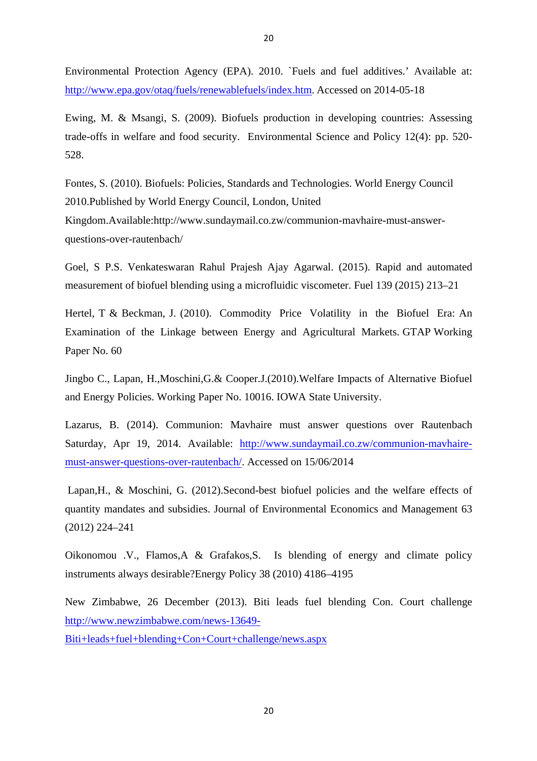Environmental Protection Agency (EPA). 2010. `Fuels and fuel additives.' Available at: http://www.epa.gov/otaq/fuels/renewablefuels/index.htm. Accessed on 2014-05-18

Ewing, M. & Msangi, S. (2009). Biofuels production in developing countries: Assessing trade-offs in welfare and food security. Environmental Science and Policy 12(4): pp. 520-528.

Fontes, S. (2010). Biofuels: Policies, Standards and Technologies. World Energy Council 2010.Published by World Energy Council, London, United Kingdom.Available:http://www.sundaymail.co.zw/communion-mavhaire-must-answer-questions-over-rautenbach/

Goel, S P.S. Venkateswaran Rahul Prajesh Ajay Agarwal. (2015). Rapid and automated measurement of biofuel blending using a microfluidic viscometer. Fuel 139 (2015) 213–21

Hertel, T & Beckman, J. (2010). Commodity Price Volatility in the Biofuel Era: An Examination of the Linkage between Energy and Agricultural Markets. GTAP Working Paper No. 60

Jingbo C., Lapan, H.,Moschini,G.& Cooper.J.(2010).Welfare Impacts of Alternative Biofuel and Energy Policies. Working Paper No. 10016. IOWA State University.

Lazarus, B. (2014). Communion: Mavhaire must answer questions over Rautenbach Saturday, Apr 19, 2014. Available: http://www.sundaymail.co.zw/communion-mavhaire-must-answer-questions-over-rautenbach/. Accessed on 15/06/2014

Lapan,H., & Moschini, G. (2012).Second-best biofuel policies and the welfare effects of quantity mandates and subsidies. Journal of Environmental Economics and Management 63 (2012) 224–241

Oikonomou .V., Flamos,A & Grafakos,S. Is blending of energy and climate policy instruments always desirable?Energy Policy 38 (2010) 4186–4195

New Zimbabwe, 26 December (2013). Biti leads fuel blending Con. Court challenge http://www.newzimbabwe.com/news-13649-Biti+leads+fuel+blending+Con+Court+challenge/news.aspx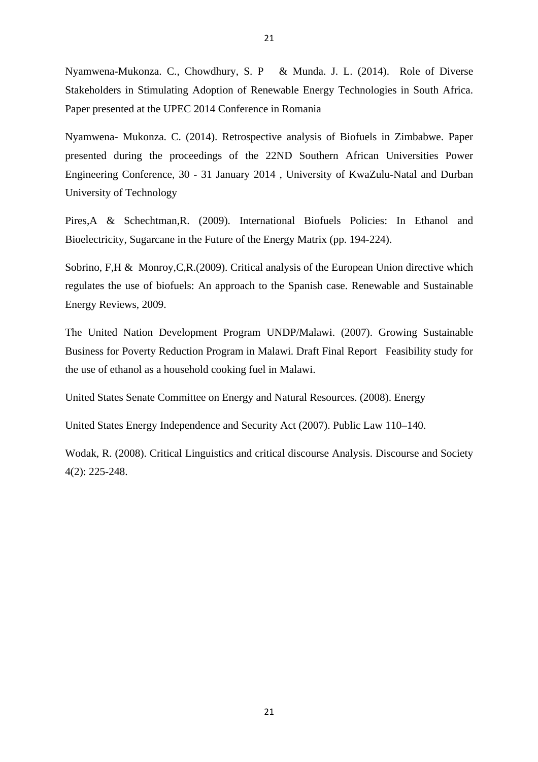Nyamwena-Mukonza. C., Chowdhury, S. P & Munda. J. L. (2014). Role of Diverse Stakeholders in Stimulating Adoption of Renewable Energy Technologies in South Africa. Paper presented at the UPEC 2014 Conference in Romania

Nyamwena- Mukonza. C. (2014). Retrospective analysis of Biofuels in Zimbabwe. Paper presented during the proceedings of the 22ND Southern African Universities Power Engineering Conference, 30 - 31 January 2014 , University of KwaZulu-Natal and Durban University of Technology

Pires,A & Schechtman,R. (2009). International Biofuels Policies: In Ethanol and Bioelectricity, Sugarcane in the Future of the Energy Matrix (pp. 194-224).

Sobrino, F,H & Monroy,C,R.(2009). Critical analysis of the European Union directive which regulates the use of biofuels: An approach to the Spanish case. Renewable and Sustainable Energy Reviews, 2009.

The United Nation Development Program UNDP/Malawi. (2007). Growing Sustainable Business for Poverty Reduction Program in Malawi. Draft Final Report Feasibility study for the use of ethanol as a household cooking fuel in Malawi.

United States Senate Committee on Energy and Natural Resources. (2008). Energy

United States Energy Independence and Security Act (2007). Public Law 110–140.

Wodak, R. (2008). Critical Linguistics and critical discourse Analysis. Discourse and Society 4(2): 225-248.